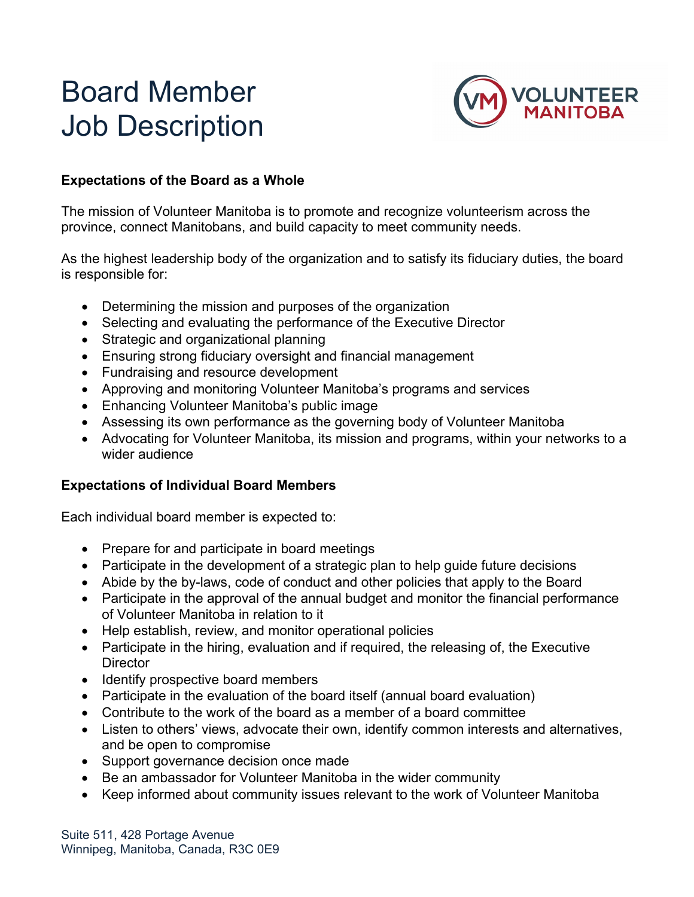# Board Member Job Description

### Expectations of the Board as a Whole

The mission of Volunteer Manitoba is to promote and recognize volunteerism across the province, connect Manitobans, and build capacity to meet community needs.

As the highest leadership body of the organization and to satisfy its fiduciary duties, the board is responsible for:

- Determining the mission and purposes of the organization
- Selecting and evaluating the performance of the Executive Director
- Strategic and organizational planning
- Ensuring strong fiduciary oversight and financial management
- Fundraising and resource development
- Approving and monitoring Volunteer Manitoba's programs and services
- Enhancing Volunteer Manitoba's public image
- Assessing its own performance as the governing body of Volunteer Manitoba
- Advocating for Volunteer Manitoba, its mission and programs, within your networks to a wider audience

### Expectations of Individual Board Members

Each individual board member is expected to:

- Prepare for and participate in board meetings
- Participate in the development of a strategic plan to help guide future decisions
- Abide by the by-laws, code of conduct and other policies that apply to the Board
- Participate in the approval of the annual budget and monitor the financial performance of Volunteer Manitoba in relation to it
- Help establish, review, and monitor operational policies
- Participate in the hiring, evaluation and if required, the releasing of, the Executive Director
- Identify prospective board members
- Participate in the evaluation of the board itself (annual board evaluation)
- Contribute to the work of the board as a member of a board committee
- Listen to others' views, advocate their own, identify common interests and alternatives, and be open to compromise
- Support governance decision once made
- Be an ambassador for Volunteer Manitoba in the wider community
- Keep informed about community issues relevant to the work of Volunteer Manitoba

Suite 511, 428 Portage Avenue
Winnipeg, Manitoba, Canada, R3C 0E9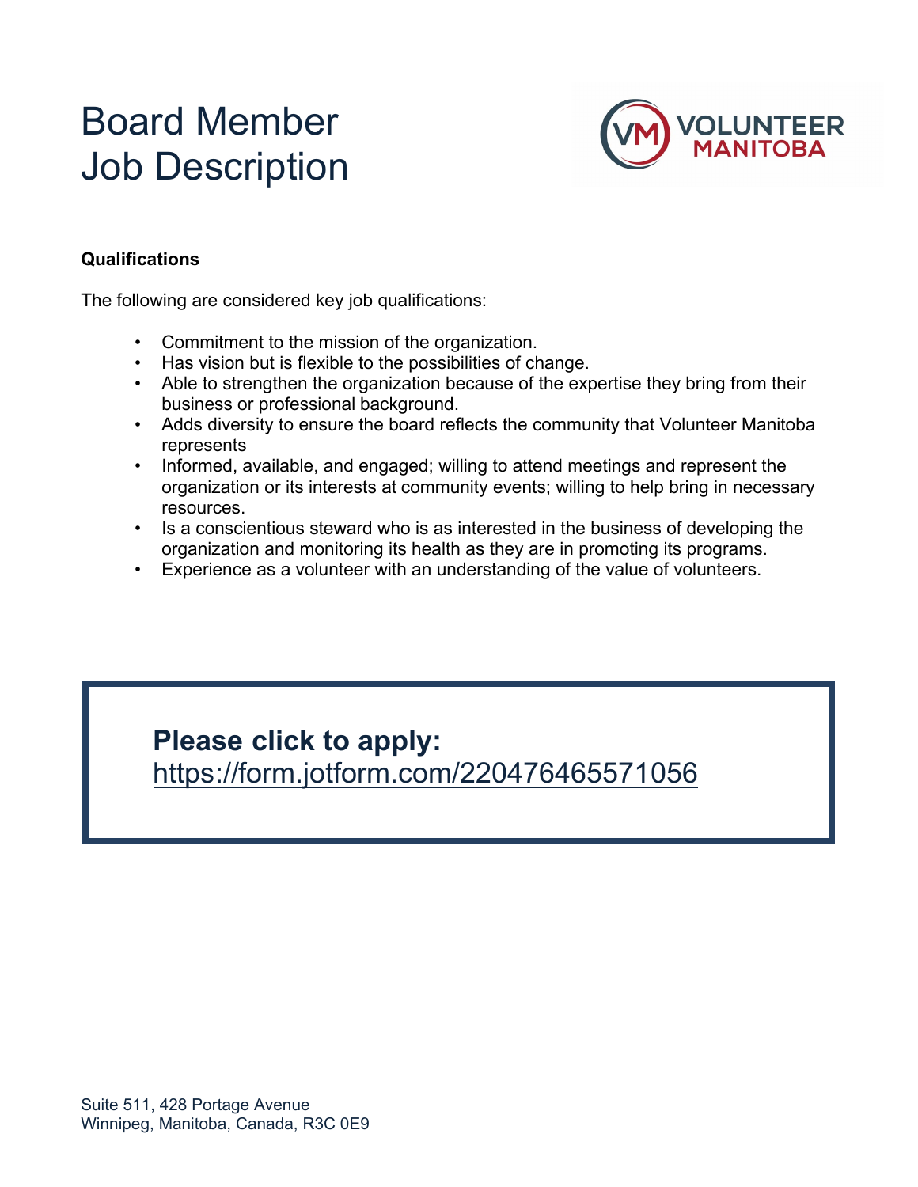# Board Member Job Description

**Qualifications**

The following are considered key job qualifications:

- Commitment to the mission of the organization.
- Has vision but is flexible to the possibilities of change.
- Able to strengthen the organization because of the expertise they bring from their business or professional background.
- Adds diversity to ensure the board reflects the community that Volunteer Manitoba represents
- Informed, available, and engaged; willing to attend meetings and represent the organization or its interests at community events; willing to help bring in necessary resources.
- Is a conscientious steward who is as interested in the business of developing the organization and monitoring its health as they are in promoting its programs.
- Experience as a volunteer with an understanding of the value of volunteers.

**Please click to apply:**
https://form.jotform.com/220476465571056

Suite 511, 428 Portage Avenue
Winnipeg, Manitoba, Canada, R3C 0E9